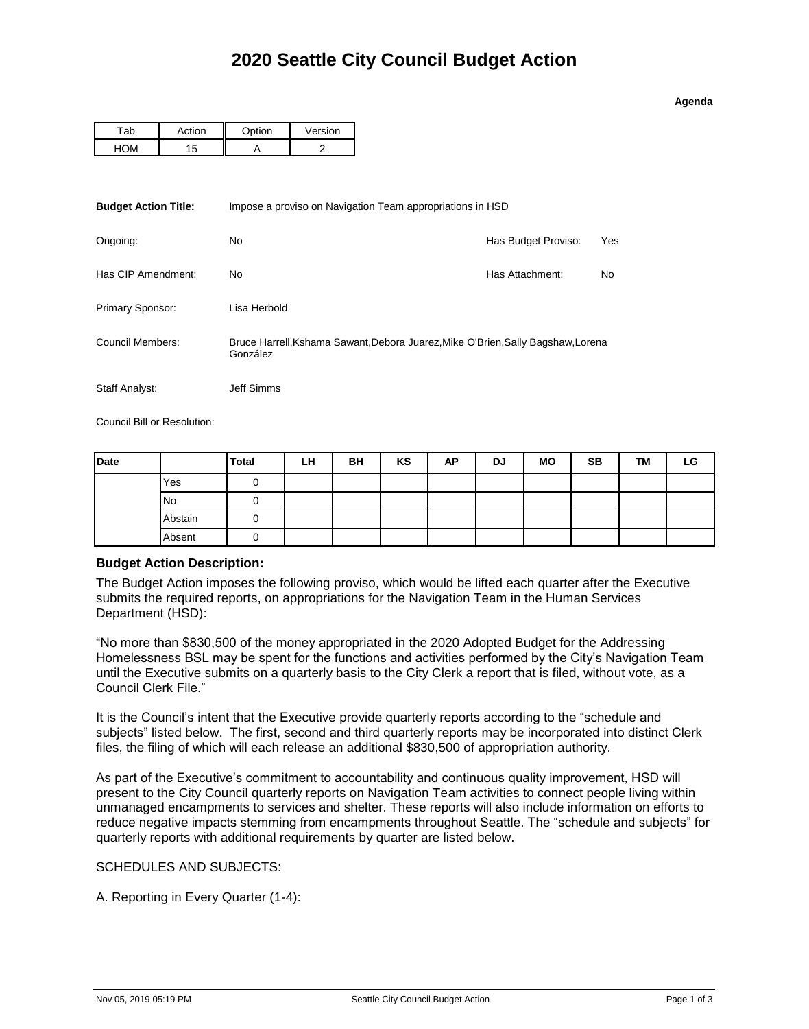# 2020 Seattle City Council Budget Action

**Agenda**

| Tab | Action | Option | Version |
|---|---|---|---|
| HOM | 15 | A | 2 |

**Budget Action Title:** Impose a proviso on Navigation Team appropriations in HSD

Ongoing: No

Has Budget Proviso: Yes

Has CIP Amendment: No

Has Attachment: No

Primary Sponsor: Lisa Herbold

Council Members: Bruce Harrell,Kshama Sawant,Debora Juarez,Mike O'Brien,Sally Bagshaw,Lorena González

Staff Analyst: Jeff Simms

Council Bill or Resolution:

| Date | | Total | LH | BH | KS | AP | DJ | MO | SB | TM | LG |
|---|---|---|---|---|---|---|---|---|---|---|---|
| | Yes | 0 | | | | | | | | | |
| | No | 0 | | | | | | | | | |
| | Abstain | 0 | | | | | | | | | |
| | Absent | 0 | | | | | | | | | |

**Budget Action Description:**

The Budget Action imposes the following proviso, which would be lifted each quarter after the Executive submits the required reports, on appropriations for the Navigation Team in the Human Services Department (HSD):

"No more than $830,500 of the money appropriated in the 2020 Adopted Budget for the Addressing Homelessness BSL may be spent for the functions and activities performed by the City's Navigation Team until the Executive submits on a quarterly basis to the City Clerk a report that is filed, without vote, as a Council Clerk File."

It is the Council's intent that the Executive provide quarterly reports according to the "schedule and subjects" listed below. The first, second and third quarterly reports may be incorporated into distinct Clerk files, the filing of which will each release an additional $830,500 of appropriation authority.

As part of the Executive's commitment to accountability and continuous quality improvement, HSD will present to the City Council quarterly reports on Navigation Team activities to connect people living within unmanaged encampments to services and shelter. These reports will also include information on efforts to reduce negative impacts stemming from encampments throughout Seattle. The "schedule and subjects" for quarterly reports with additional requirements by quarter are listed below.

SCHEDULES AND SUBJECTS:

A. Reporting in Every Quarter (1-4):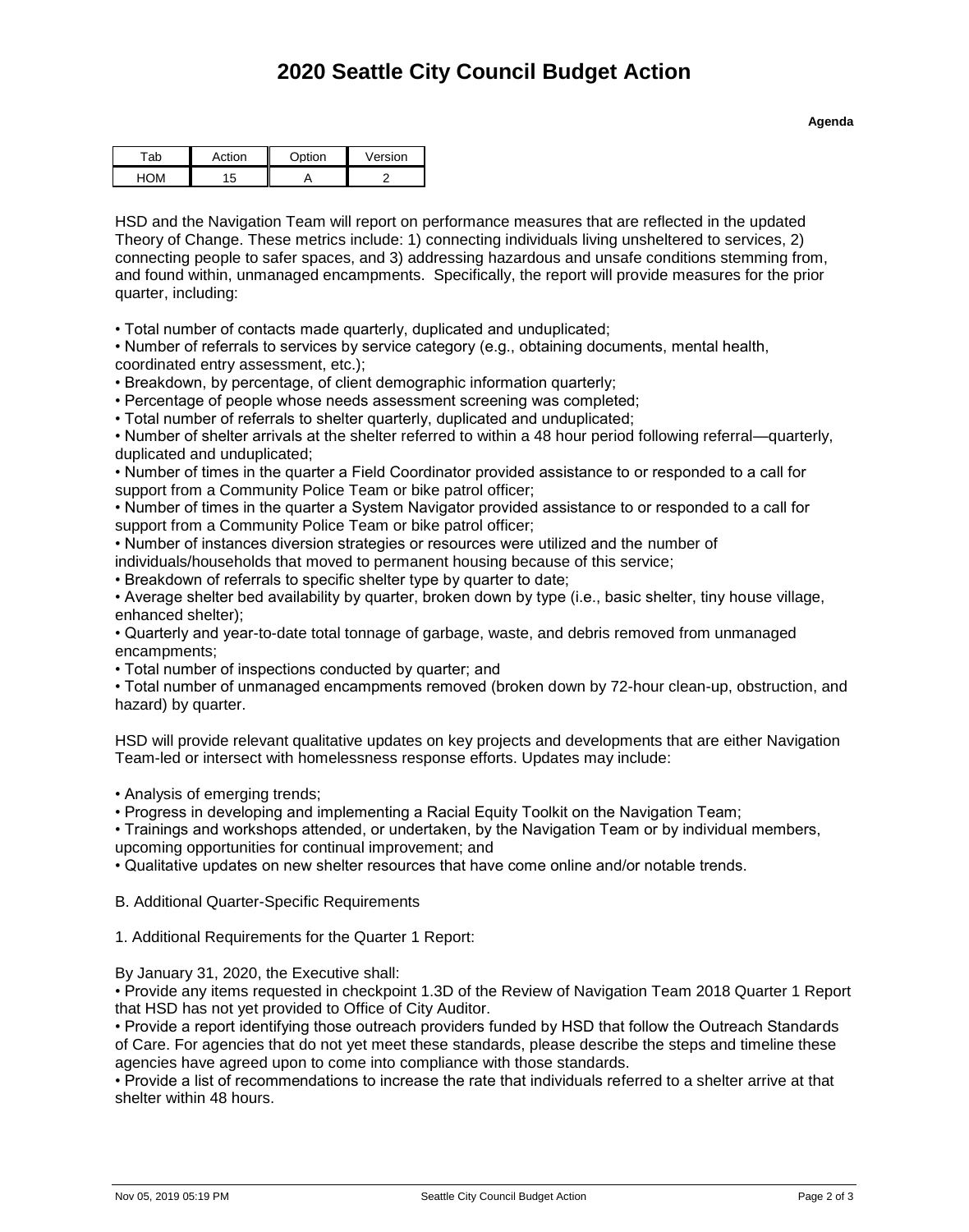# 2020 Seattle City Council Budget Action

**Agenda**

| Tab | Action | Option | Version |
|---|---|---|---|
| HOM | 15 | A | 2 |

HSD and the Navigation Team will report on performance measures that are reflected in the updated Theory of Change. These metrics include: 1) connecting individuals living unsheltered to services, 2) connecting people to safer spaces, and 3) addressing hazardous and unsafe conditions stemming from, and found within, unmanaged encampments. Specifically, the report will provide measures for the prior quarter, including:

• Total number of contacts made quarterly, duplicated and unduplicated;
• Number of referrals to services by service category (e.g., obtaining documents, mental health, coordinated entry assessment, etc.);
• Breakdown, by percentage, of client demographic information quarterly;
• Percentage of people whose needs assessment screening was completed;
• Total number of referrals to shelter quarterly, duplicated and unduplicated;
• Number of shelter arrivals at the shelter referred to within a 48 hour period following referral—quarterly, duplicated and unduplicated;
• Number of times in the quarter a Field Coordinator provided assistance to or responded to a call for support from a Community Police Team or bike patrol officer;
• Number of times in the quarter a System Navigator provided assistance to or responded to a call for support from a Community Police Team or bike patrol officer;
• Number of instances diversion strategies or resources were utilized and the number of individuals/households that moved to permanent housing because of this service;
• Breakdown of referrals to specific shelter type by quarter to date;
• Average shelter bed availability by quarter, broken down by type (i.e., basic shelter, tiny house village, enhanced shelter);
• Quarterly and year-to-date total tonnage of garbage, waste, and debris removed from unmanaged encampments;
• Total number of inspections conducted by quarter; and
• Total number of unmanaged encampments removed (broken down by 72-hour clean-up, obstruction, and hazard) by quarter.

HSD will provide relevant qualitative updates on key projects and developments that are either Navigation Team-led or intersect with homelessness response efforts. Updates may include:

• Analysis of emerging trends;
• Progress in developing and implementing a Racial Equity Toolkit on the Navigation Team;
• Trainings and workshops attended, or undertaken, by the Navigation Team or by individual members, upcoming opportunities for continual improvement; and
• Qualitative updates on new shelter resources that have come online and/or notable trends.

B. Additional Quarter-Specific Requirements

1. Additional Requirements for the Quarter 1 Report:

By January 31, 2020, the Executive shall:
• Provide any items requested in checkpoint 1.3D of the Review of Navigation Team 2018 Quarter 1 Report that HSD has not yet provided to Office of City Auditor.
• Provide a report identifying those outreach providers funded by HSD that follow the Outreach Standards of Care. For agencies that do not yet meet these standards, please describe the steps and timeline these agencies have agreed upon to come into compliance with those standards.
• Provide a list of recommendations to increase the rate that individuals referred to a shelter arrive at that shelter within 48 hours.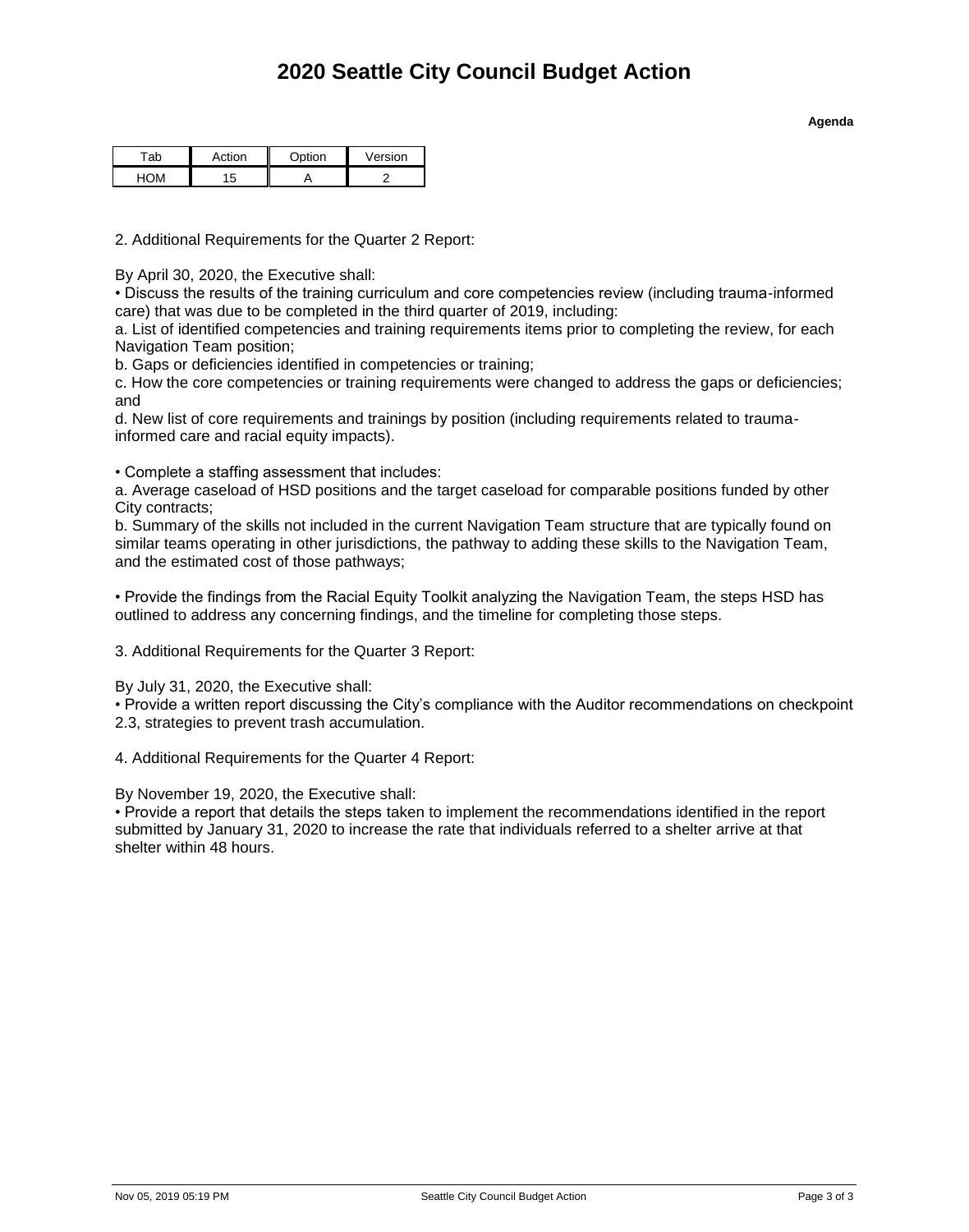# 2020 Seattle City Council Budget Action

**Agenda**

| Tab | Action | Option | Version |
|---|---|---|---|
| HOM | 15 | A | 2 |

2. Additional Requirements for the Quarter 2 Report:

By April 30, 2020, the Executive shall:

• Discuss the results of the training curriculum and core competencies review (including trauma-informed care) that was due to be completed in the third quarter of 2019, including:

a. List of identified competencies and training requirements items prior to completing the review, for each Navigation Team position;

b. Gaps or deficiencies identified in competencies or training;

c. How the core competencies or training requirements were changed to address the gaps or deficiencies; and

d. New list of core requirements and trainings by position (including requirements related to trauma-informed care and racial equity impacts).

• Complete a staffing assessment that includes:

a. Average caseload of HSD positions and the target caseload for comparable positions funded by other City contracts;

b. Summary of the skills not included in the current Navigation Team structure that are typically found on similar teams operating in other jurisdictions, the pathway to adding these skills to the Navigation Team, and the estimated cost of those pathways;

• Provide the findings from the Racial Equity Toolkit analyzing the Navigation Team, the steps HSD has outlined to address any concerning findings, and the timeline for completing those steps.

3. Additional Requirements for the Quarter 3 Report:

By July 31, 2020, the Executive shall:

• Provide a written report discussing the City's compliance with the Auditor recommendations on checkpoint 2.3, strategies to prevent trash accumulation.

4. Additional Requirements for the Quarter 4 Report:

By November 19, 2020, the Executive shall:

• Provide a report that details the steps taken to implement the recommendations identified in the report submitted by January 31, 2020 to increase the rate that individuals referred to a shelter arrive at that shelter within 48 hours.